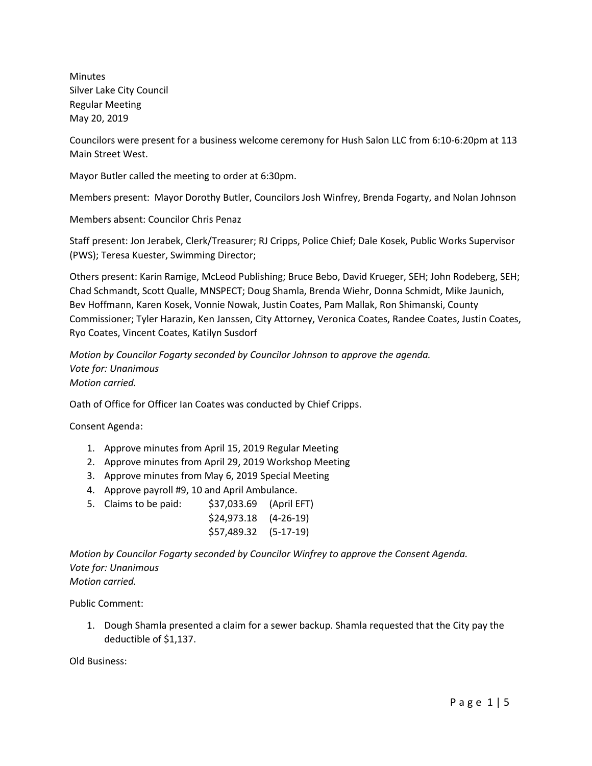Minutes
Silver Lake City Council
Regular Meeting
May 20, 2019

Councilors were present for a business welcome ceremony for Hush Salon LLC from 6:10-6:20pm at 113 Main Street West.

Mayor Butler called the meeting to order at 6:30pm.

Members present: Mayor Dorothy Butler, Councilors Josh Winfrey, Brenda Fogarty, and Nolan Johnson

Members absent: Councilor Chris Penaz

Staff present: Jon Jerabek, Clerk/Treasurer; RJ Cripps, Police Chief; Dale Kosek, Public Works Supervisor (PWS); Teresa Kuester, Swimming Director;

Others present: Karin Ramige, McLeod Publishing; Bruce Bebo, David Krueger, SEH; John Rodeberg, SEH; Chad Schmandt, Scott Qualle, MNSPECT; Doug Shamla, Brenda Wiehr, Donna Schmidt, Mike Jaunich, Bev Hoffmann, Karen Kosek, Vonnie Nowak, Justin Coates, Pam Mallak, Ron Shimanski, County Commissioner; Tyler Harazin, Ken Janssen, City Attorney, Veronica Coates, Randee Coates, Justin Coates, Ryo Coates, Vincent Coates, Katilyn Susdorf

*Motion by Councilor Fogarty seconded by Councilor Johnson to approve the agenda.*
*Vote for: Unanimous*
*Motion carried.*

Oath of Office for Officer Ian Coates was conducted by Chief Cripps.

Consent Agenda:

1. Approve minutes from April 15, 2019 Regular Meeting
2. Approve minutes from April 29, 2019 Workshop Meeting
3. Approve minutes from May 6, 2019 Special Meeting
4. Approve payroll #9, 10 and April Ambulance.
5. Claims to be paid:
   - $37,033.69 (April EFT)
   - $24,973.18 (4-26-19)
   - $57,489.32 (5-17-19)

*Motion by Councilor Fogarty seconded by Councilor Winfrey to approve the Consent Agenda.*
*Vote for: Unanimous*
*Motion carried.*

Public Comment:

1. Dough Shamla presented a claim for a sewer backup. Shamla requested that the City pay the deductible of $1,137.

Old Business: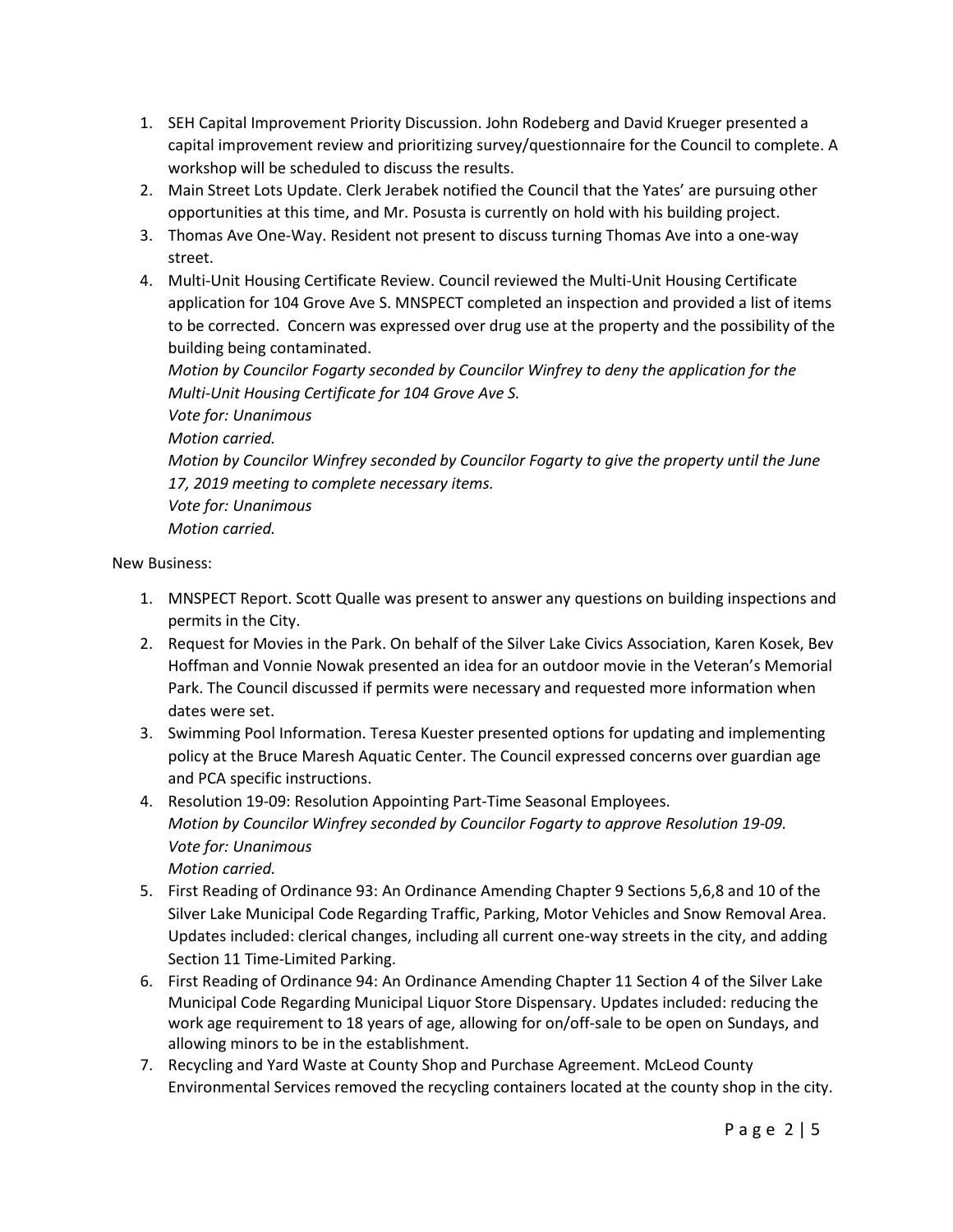1. SEH Capital Improvement Priority Discussion. John Rodeberg and David Krueger presented a capital improvement review and prioritizing survey/questionnaire for the Council to complete. A workshop will be scheduled to discuss the results.
2. Main Street Lots Update. Clerk Jerabek notified the Council that the Yates' are pursuing other opportunities at this time, and Mr. Posusta is currently on hold with his building project.
3. Thomas Ave One-Way. Resident not present to discuss turning Thomas Ave into a one-way street.
4. Multi-Unit Housing Certificate Review. Council reviewed the Multi-Unit Housing Certificate application for 104 Grove Ave S. MNSPECT completed an inspection and provided a list of items to be corrected. Concern was expressed over drug use at the property and the possibility of the building being contaminated.
   *Motion by Councilor Fogarty seconded by Councilor Winfrey to deny the application for the Multi-Unit Housing Certificate for 104 Grove Ave S.*
   *Vote for: Unanimous*
   *Motion carried.*
   *Motion by Councilor Winfrey seconded by Councilor Fogarty to give the property until the June 17, 2019 meeting to complete necessary items.*
   *Vote for: Unanimous*
   *Motion carried.*

New Business:

1. MNSPECT Report. Scott Qualle was present to answer any questions on building inspections and permits in the City.
2. Request for Movies in the Park. On behalf of the Silver Lake Civics Association, Karen Kosek, Bev Hoffman and Vonnie Nowak presented an idea for an outdoor movie in the Veteran's Memorial Park. The Council discussed if permits were necessary and requested more information when dates were set.
3. Swimming Pool Information. Teresa Kuester presented options for updating and implementing policy at the Bruce Maresh Aquatic Center. The Council expressed concerns over guardian age and PCA specific instructions.
4. Resolution 19-09: Resolution Appointing Part-Time Seasonal Employees.
   *Motion by Councilor Winfrey seconded by Councilor Fogarty to approve Resolution 19-09.*
   *Vote for: Unanimous*
   *Motion carried.*
5. First Reading of Ordinance 93: An Ordinance Amending Chapter 9 Sections 5,6,8 and 10 of the Silver Lake Municipal Code Regarding Traffic, Parking, Motor Vehicles and Snow Removal Area. Updates included: clerical changes, including all current one-way streets in the city, and adding Section 11 Time-Limited Parking.
6. First Reading of Ordinance 94: An Ordinance Amending Chapter 11 Section 4 of the Silver Lake Municipal Code Regarding Municipal Liquor Store Dispensary. Updates included: reducing the work age requirement to 18 years of age, allowing for on/off-sale to be open on Sundays, and allowing minors to be in the establishment.
7. Recycling and Yard Waste at County Shop and Purchase Agreement. McLeod County Environmental Services removed the recycling containers located at the county shop in the city.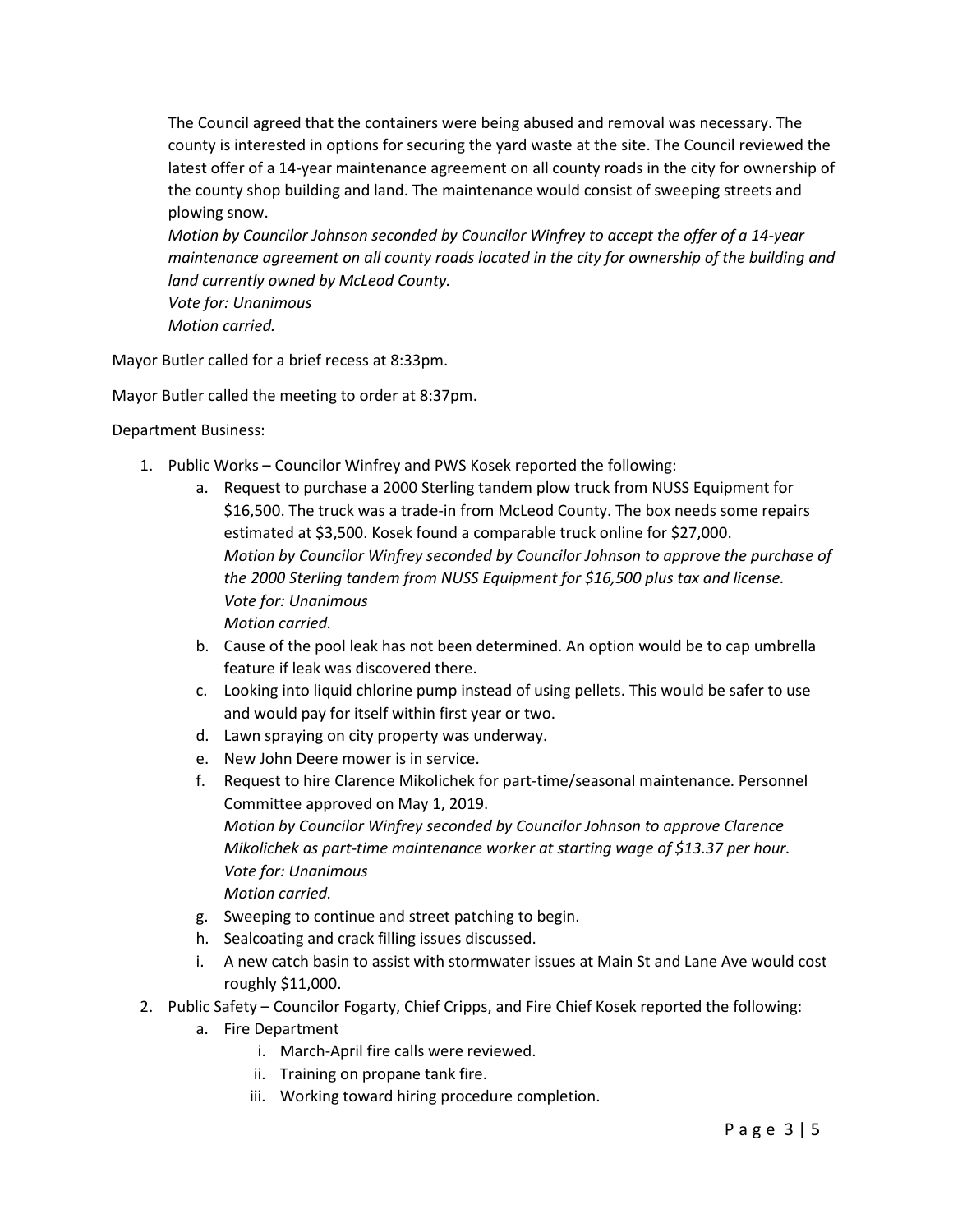The Council agreed that the containers were being abused and removal was necessary. The county is interested in options for securing the yard waste at the site. The Council reviewed the latest offer of a 14-year maintenance agreement on all county roads in the city for ownership of the county shop building and land. The maintenance would consist of sweeping streets and plowing snow.

*Motion by Councilor Johnson seconded by Councilor Winfrey to accept the offer of a 14-year maintenance agreement on all county roads located in the city for ownership of the building and land currently owned by McLeod County.*
*Vote for: Unanimous*
*Motion carried.*

Mayor Butler called for a brief recess at 8:33pm.

Mayor Butler called the meeting to order at 8:37pm.

Department Business:

1. Public Works – Councilor Winfrey and PWS Kosek reported the following:
    a. Request to purchase a 2000 Sterling tandem plow truck from NUSS Equipment for $16,500. The truck was a trade-in from McLeod County. The box needs some repairs estimated at $3,500. Kosek found a comparable truck online for $27,000.
    *Motion by Councilor Winfrey seconded by Councilor Johnson to approve the purchase of the 2000 Sterling tandem from NUSS Equipment for $16,500 plus tax and license.*
    *Vote for: Unanimous*
    *Motion carried.*
    b. Cause of the pool leak has not been determined. An option would be to cap umbrella feature if leak was discovered there.
    c. Looking into liquid chlorine pump instead of using pellets. This would be safer to use and would pay for itself within first year or two.
    d. Lawn spraying on city property was underway.
    e. New John Deere mower is in service.
    f. Request to hire Clarence Mikolichek for part-time/seasonal maintenance. Personnel Committee approved on May 1, 2019.
    *Motion by Councilor Winfrey seconded by Councilor Johnson to approve Clarence Mikolichek as part-time maintenance worker at starting wage of $13.37 per hour.*
    *Vote for: Unanimous*
    *Motion carried.*
    g. Sweeping to continue and street patching to begin.
    h. Sealcoating and crack filling issues discussed.
    i. A new catch basin to assist with stormwater issues at Main St and Lane Ave would cost roughly $11,000.
2. Public Safety – Councilor Fogarty, Chief Cripps, and Fire Chief Kosek reported the following:
    a. Fire Department
        i. March-April fire calls were reviewed.
        ii. Training on propane tank fire.
        iii. Working toward hiring procedure completion.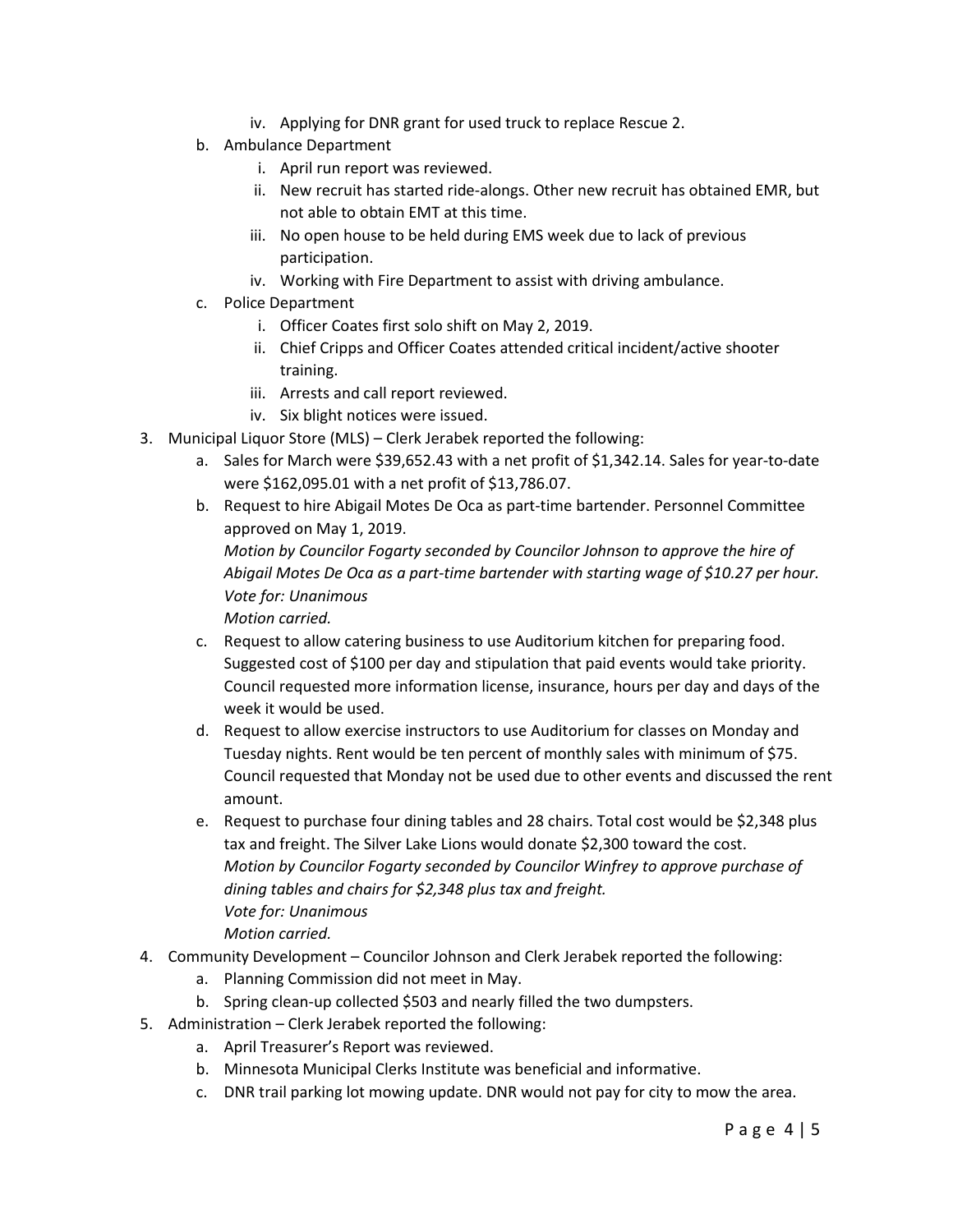iv. Applying for DNR grant for used truck to replace Rescue 2.
    b. Ambulance Department
        i. April run report was reviewed.
        ii. New recruit has started ride-alongs. Other new recruit has obtained EMR, but not able to obtain EMT at this time.
        iii. No open house to be held during EMS week due to lack of previous participation.
        iv. Working with Fire Department to assist with driving ambulance.
    c. Police Department
        i. Officer Coates first solo shift on May 2, 2019.
        ii. Chief Cripps and Officer Coates attended critical incident/active shooter training.
        iii. Arrests and call report reviewed.
        iv. Six blight notices were issued.
3. Municipal Liquor Store (MLS) – Clerk Jerabek reported the following:
    a. Sales for March were $39,652.43 with a net profit of $1,342.14. Sales for year-to-date were $162,095.01 with a net profit of $13,786.07.
    b. Request to hire Abigail Motes De Oca as part-time bartender. Personnel Committee approved on May 1, 2019.
    *Motion by Councilor Fogarty seconded by Councilor Johnson to approve the hire of Abigail Motes De Oca as a part-time bartender with starting wage of $10.27 per hour.*
    *Vote for: Unanimous*
    *Motion carried.*
    c. Request to allow catering business to use Auditorium kitchen for preparing food. Suggested cost of $100 per day and stipulation that paid events would take priority. Council requested more information license, insurance, hours per day and days of the week it would be used.
    d. Request to allow exercise instructors to use Auditorium for classes on Monday and Tuesday nights. Rent would be ten percent of monthly sales with minimum of $75. Council requested that Monday not be used due to other events and discussed the rent amount.
    e. Request to purchase four dining tables and 28 chairs. Total cost would be $2,348 plus tax and freight. The Silver Lake Lions would donate $2,300 toward the cost.
    *Motion by Councilor Fogarty seconded by Councilor Winfrey to approve purchase of dining tables and chairs for $2,348 plus tax and freight.*
    *Vote for: Unanimous*
    *Motion carried.*
4. Community Development – Councilor Johnson and Clerk Jerabek reported the following:
    a. Planning Commission did not meet in May.
    b. Spring clean-up collected $503 and nearly filled the two dumpsters.
5. Administration – Clerk Jerabek reported the following:
    a. April Treasurer's Report was reviewed.
    b. Minnesota Municipal Clerks Institute was beneficial and informative.
    c. DNR trail parking lot mowing update. DNR would not pay for city to mow the area.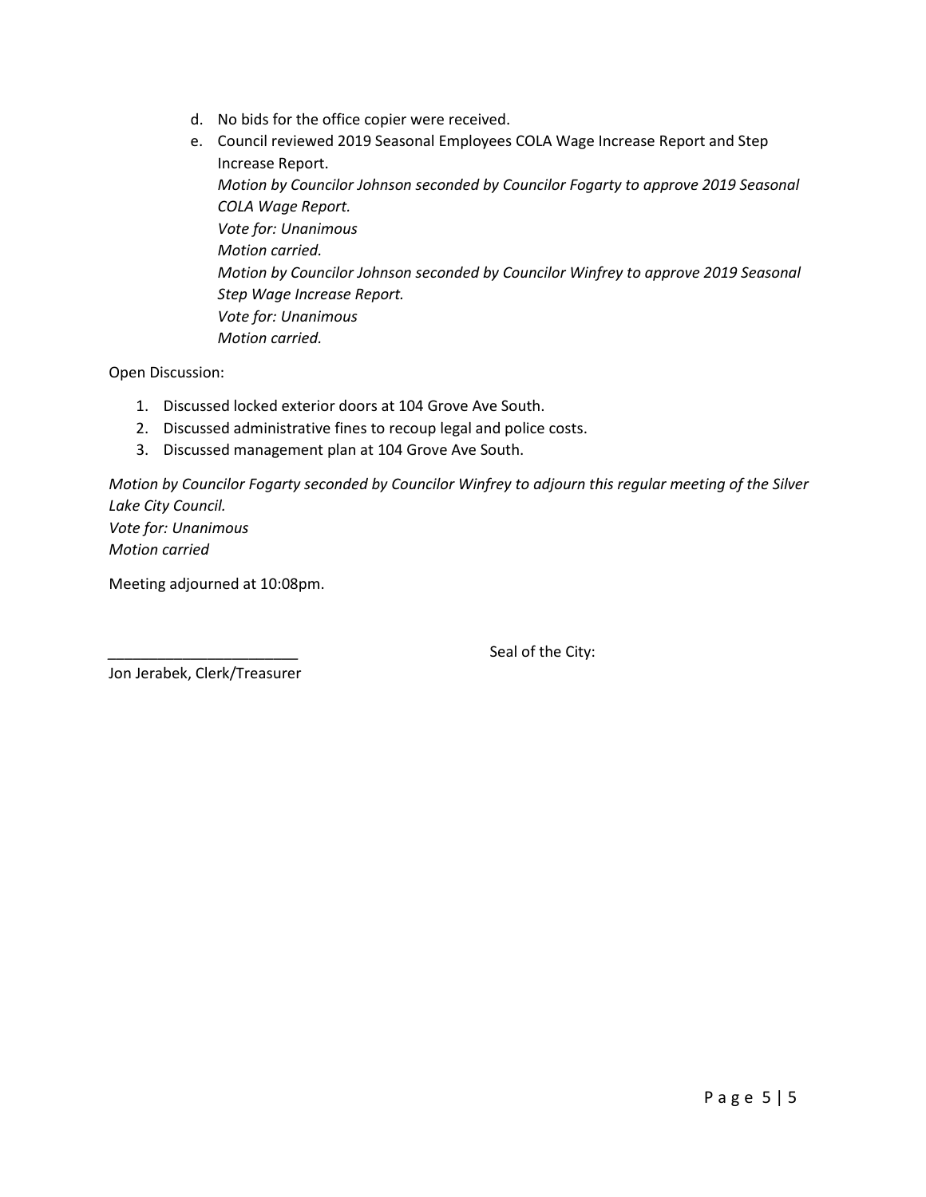d. No bids for the office copier were received.

e. Council reviewed 2019 Seasonal Employees COLA Wage Increase Report and Step Increase Report.

   *Motion by Councilor Johnson seconded by Councilor Fogarty to approve 2019 Seasonal COLA Wage Report.*
   *Vote for: Unanimous*
   *Motion carried.*
   *Motion by Councilor Johnson seconded by Councilor Winfrey to approve 2019 Seasonal Step Wage Increase Report.*
   *Vote for: Unanimous*
   *Motion carried.*

Open Discussion:

1. Discussed locked exterior doors at 104 Grove Ave South.
2. Discussed administrative fines to recoup legal and police costs.
3. Discussed management plan at 104 Grove Ave South.

*Motion by Councilor Fogarty seconded by Councilor Winfrey to adjourn this regular meeting of the Silver Lake City Council.*
*Vote for: Unanimous*
*Motion carried*

Meeting adjourned at 10:08pm.

_______________________
Jon Jerabek, Clerk/Treasurer

Seal of the City: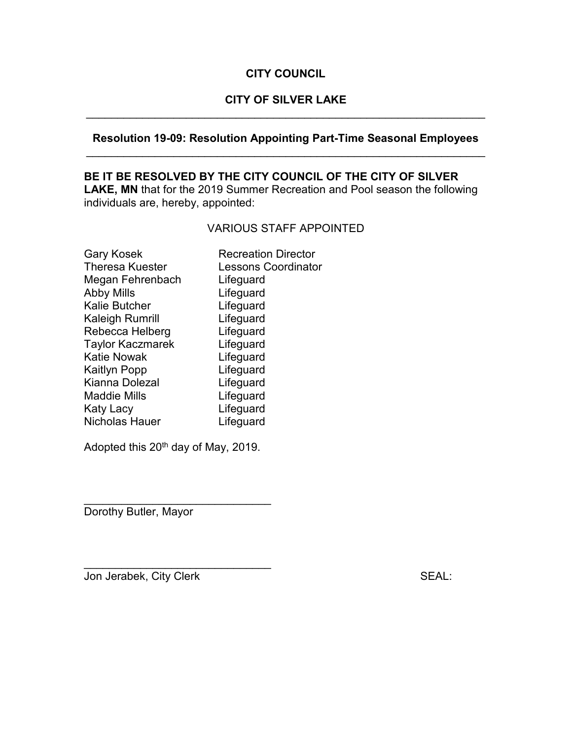**CITY COUNCIL**

**CITY OF SILVER LAKE**

---

**Resolution 19-09: Resolution Appointing Part-Time Seasonal Employees**

---

**BE IT BE RESOLVED BY THE CITY COUNCIL OF THE CITY OF SILVER LAKE, MN** that for the 2019 Summer Recreation and Pool season the following individuals are, hereby, appointed:

VARIOUS STAFF APPOINTED

| | |
|---|---|
| Gary Kosek | Recreation Director |
| Theresa Kuester | Lessons Coordinator |
| Megan Fehrenbach | Lifeguard |
| Abby Mills | Lifeguard |
| Kalie Butcher | Lifeguard |
| Kaleigh Rumrill | Lifeguard |
| Rebecca Helberg | Lifeguard |
| Taylor Kaczmarek | Lifeguard |
| Katie Nowak | Lifeguard |
| Kaitlyn Popp | Lifeguard |
| Kianna Dolezal | Lifeguard |
| Maddie Mills | Lifeguard |
| Katy Lacy | Lifeguard |
| Nicholas Hauer | Lifeguard |

Adopted this 20th day of May, 2019.

_______________________________
Dorothy Butler, Mayor

_______________________________
Jon Jerabek, City Clerk

SEAL: